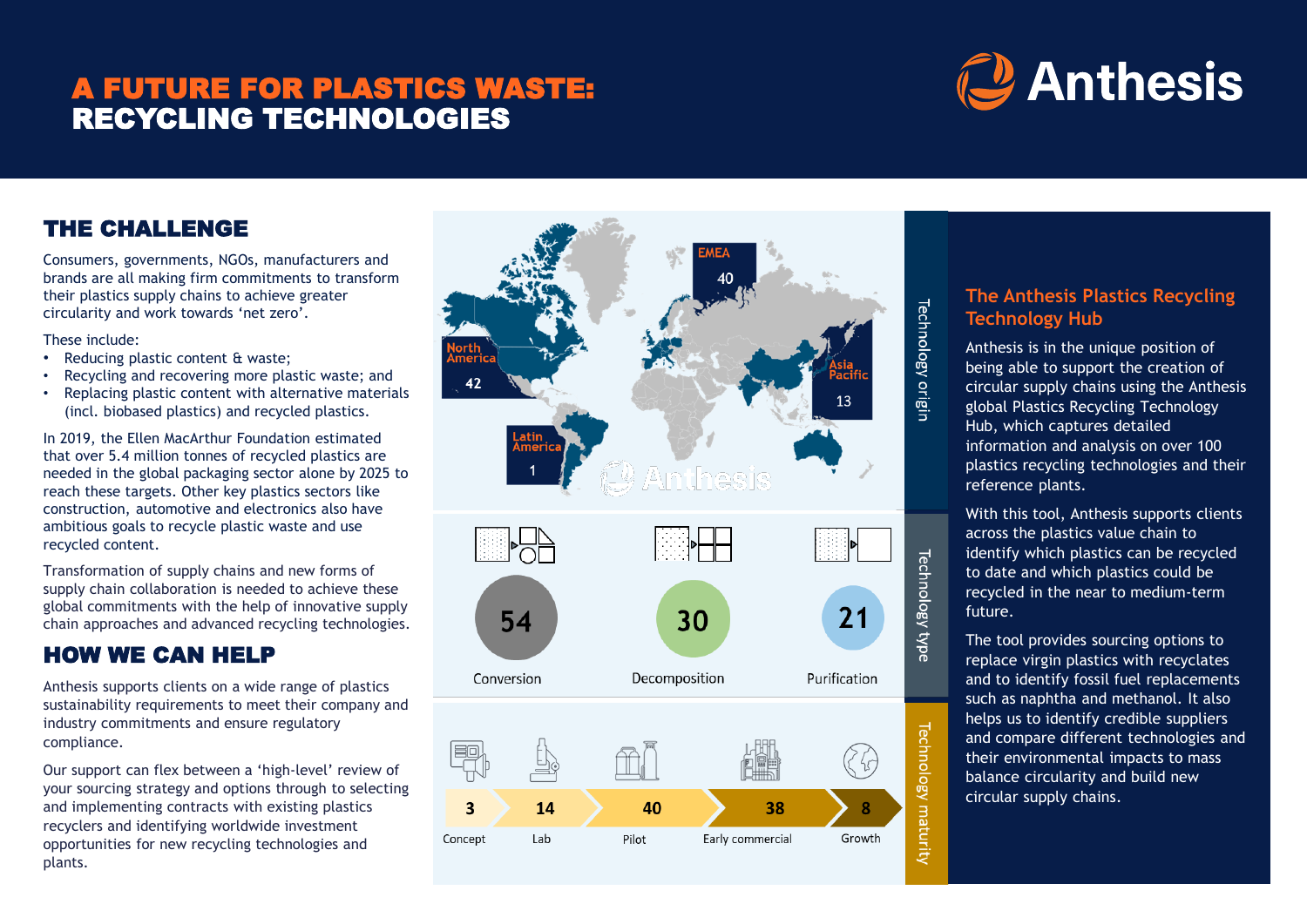# A FUTURE FOR PLASTICS WASTE: RECYCLING TECHNOLOGIES

Anthesis

## THE CHALLENGE

Consumers, governments, NGOs, manufacturers and brands are all making firm commitments to transform their plastics supply chains to achieve greater circularity and work towards 'net zero'.

These include:

- Reducing plastic content & waste;
- Recycling and recovering more plastic waste; and
- Replacing plastic content with alternative materials (incl. biobased plastics) and recycled plastics.

In 2019, the Ellen MacArthur Foundation estimated that over 5.4 million tonnes of recycled plastics are needed in the global packaging sector alone by 2025 to reach these targets. Other key plastics sectors like construction, automotive and electronics also have ambitious goals to recycle plastic waste and use recycled content.

Transformation of supply chains and new forms of supply chain collaboration is needed to achieve these global commitments with the help of innovative supply chain approaches and advanced recycling technologies.

## HOW WE CAN HELP

Anthesis supports clients on a wide range of plastics sustainability requirements to meet their company and industry commitments and ensure regulatory compliance.

Our support can flex between a 'high-level' review of your sourcing strategy and options through to selecting and implementing contracts with existing plastics recyclers and identifying worldwide investment opportunities for new recycling technologies and plants.

**Technology origin**

| Region | Count |
| --- | --- |
| North America | 42 |
| EMEA | 40 |
| Asia Pacific | 13 |
| Latin America | 1 |

**Technology type**

| Type | Count |
| --- | --- |
| Conversion | 54 |
| Decomposition | 30 |
| Purification | 21 |

**Technology maturity**

| Concept | Lab | Pilot | Early commercial | Growth |
| --- | --- | --- | --- | --- |
| 3 | 14 | 40 | 38 | 8 |

### The Anthesis Plastics Recycling Technology Hub

Anthesis is in the unique position of being able to support the creation of circular supply chains using the Anthesis global Plastics Recycling Technology Hub, which captures detailed information and analysis on over 100 plastics recycling technologies and their reference plants.

With this tool, Anthesis supports clients across the plastics value chain to identify which plastics can be recycled to date and which plastics could be recycled in the near to medium-term future.

The tool provides sourcing options to replace virgin plastics with recyclates and to identify fossil fuel replacements such as naphtha and methanol. It also helps us to identify credible suppliers and compare different technologies and their environmental impacts to mass balance circularity and build new circular supply chains.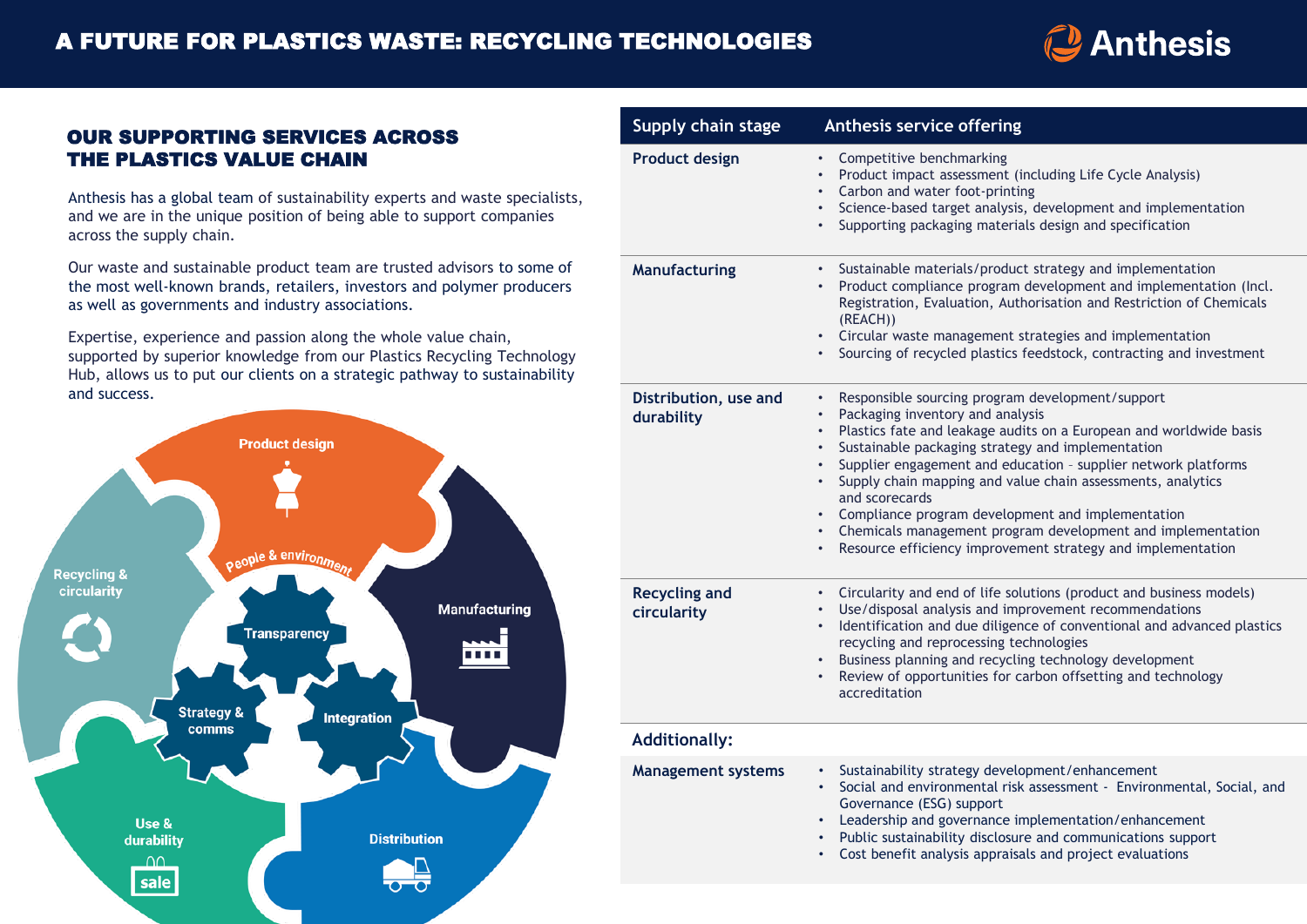# A FUTURE FOR PLASTICS WASTE: RECYCLING TECHNOLOGIES

## OUR SUPPORTING SERVICES ACROSS THE PLASTICS VALUE CHAIN

Anthesis has a global team of sustainability experts and waste specialists, and we are in the unique position of being able to support companies across the supply chain.

Our waste and sustainable product team are trusted advisors to some of the most well-known brands, retailers, investors and polymer producers as well as governments and industry associations.

Expertise, experience and passion along the whole value chain, supported by superior knowledge from our Plastics Recycling Technology Hub, allows us to put our clients on a strategic pathway to sustainability and success.

| Supply chain stage | Anthesis service offering |
|---|---|
| **Product design** | • Competitive benchmarking<br>• Product impact assessment (including Life Cycle Analysis)<br>• Carbon and water foot-printing<br>• Science-based target analysis, development and implementation<br>• Supporting packaging materials design and specification |
| **Manufacturing** | • Sustainable materials/product strategy and implementation<br>• Product compliance program development and implementation (Incl. Registration, Evaluation, Authorisation and Restriction of Chemicals (REACH))<br>• Circular waste management strategies and implementation<br>• Sourcing of recycled plastics feedstock, contracting and investment |
| **Distribution, use and durability** | • Responsible sourcing program development/support<br>• Packaging inventory and analysis<br>• Plastics fate and leakage audits on a European and worldwide basis<br>• Sustainable packaging strategy and implementation<br>• Supplier engagement and education – supplier network platforms<br>• Supply chain mapping and value chain assessments, analytics and scorecards<br>• Compliance program development and implementation<br>• Chemicals management program development and implementation<br>• Resource efficiency improvement strategy and implementation |
| **Recycling and circularity** | • Circularity and end of life solutions (product and business models)<br>• Use/disposal analysis and improvement recommendations<br>• Identification and due diligence of conventional and advanced plastics recycling and reprocessing technologies<br>• Business planning and recycling technology development<br>• Review of opportunities for carbon offsetting and technology accreditation |
| **Additionally:** | |
| **Management systems** | • Sustainability strategy development/enhancement<br>• Social and environmental risk assessment - Environmental, Social, and Governance (ESG) support<br>• Leadership and governance implementation/enhancement<br>• Public sustainability disclosure and communications support<br>• Cost benefit analysis appraisals and project evaluations |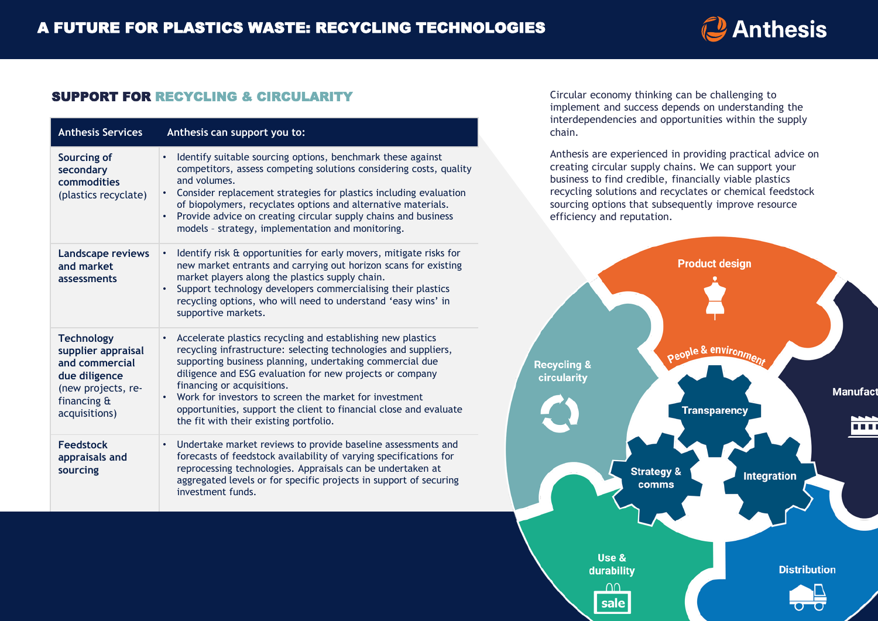## SUPPORT FOR RECYCLING & CIRCULARITY

| Anthesis Services | Anthesis can support you to: |
|---|---|
| **Sourcing of secondary commodities** (plastics recyclate) | • Identify suitable sourcing options, benchmark these against competitors, assess competing solutions considering costs, quality and volumes.<br>• Consider replacement strategies for plastics including evaluation of biopolymers, recyclates options and alternative materials.<br>• Provide advice on creating circular supply chains and business models – strategy, implementation and monitoring. |
| **Landscape reviews and market assessments** | • Identify risk & opportunities for early movers, mitigate risks for new market entrants and carrying out horizon scans for existing market players along the plastics supply chain.<br>• Support technology developers commercialising their plastics recycling options, who will need to understand 'easy wins' in supportive markets. |
| **Technology supplier appraisal and commercial due diligence** (new projects, re-financing & acquisitions) | • Accelerate plastics recycling and establishing new plastics recycling infrastructure: selecting technologies and suppliers, supporting business planning, undertaking commercial due diligence and ESG evaluation for new projects or company financing or acquisitions.<br>• Work for investors to screen the market for investment opportunities, support the client to financial close and evaluate the fit with their existing portfolio. |
| **Feedstock appraisals and sourcing** | • Undertake market reviews to provide baseline assessments and forecasts of feedstock availability of varying specifications for reprocessing technologies. Appraisals can be undertaken at aggregated levels or for specific projects in support of securing investment funds. |

Circular economy thinking can be challenging to implement and success depends on understanding the interdependencies and opportunities within the supply chain.

Anthesis are experienced in providing practical advice on creating circular supply chains. We can support your business to find credible, financially viable plastics recycling solutions and recyclates or chemical feedstock sourcing options that subsequently improve resource efficiency and reputation.

Product design

People & environment

Recycling & circularity

Transparency

Manufact

Strategy & comms

Integration

Use & durability

Distribution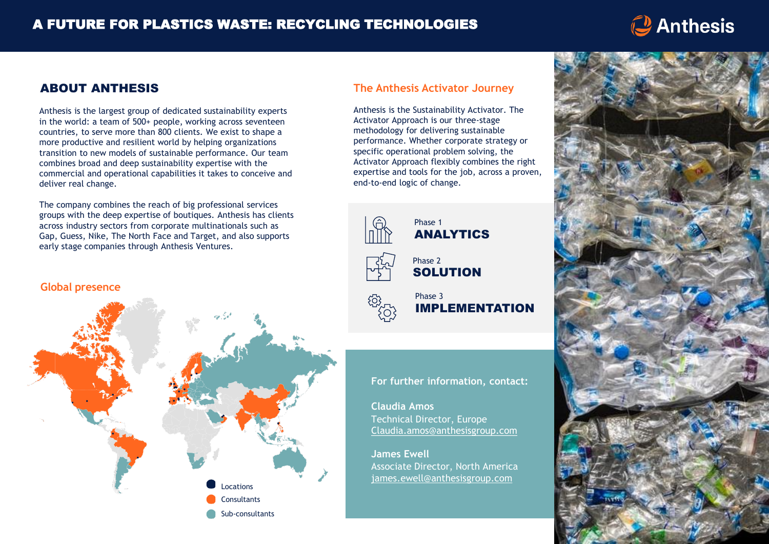# A FUTURE FOR PLASTICS WASTE: RECYCLING TECHNOLOGIES

Anthesis

## ABOUT ANTHESIS

Anthesis is the largest group of dedicated sustainability experts in the world: a team of 500+ people, working across seventeen countries, to serve more than 800 clients. We exist to shape a more productive and resilient world by helping organizations transition to new models of sustainable performance. Our team combines broad and deep sustainability expertise with the commercial and operational capabilities it takes to conceive and deliver real change.

The company combines the reach of big professional services groups with the deep expertise of boutiques. Anthesis has clients across industry sectors from corporate multinationals such as Gap, Guess, Nike, The North Face and Target, and also supports early stage companies through Anthesis Ventures.

### Global presence

Locations

Consultants

Sub-consultants

### The Anthesis Activator Journey

Anthesis is the Sustainability Activator. The Activator Approach is our three-stage methodology for delivering sustainable performance. Whether corporate strategy or specific operational problem solving, the Activator Approach flexibly combines the right expertise and tools for the job, across a proven, end-to-end logic of change.

Phase 1
**ANALYTICS**

Phase 2
**SOLUTION**

Phase 3
**IMPLEMENTATION**

**For further information, contact:**

**Claudia Amos**
Technical Director, Europe
Claudia.amos@anthesisgroup.com

**James Ewell**
Associate Director, North America
james.ewell@anthesisgroup.com